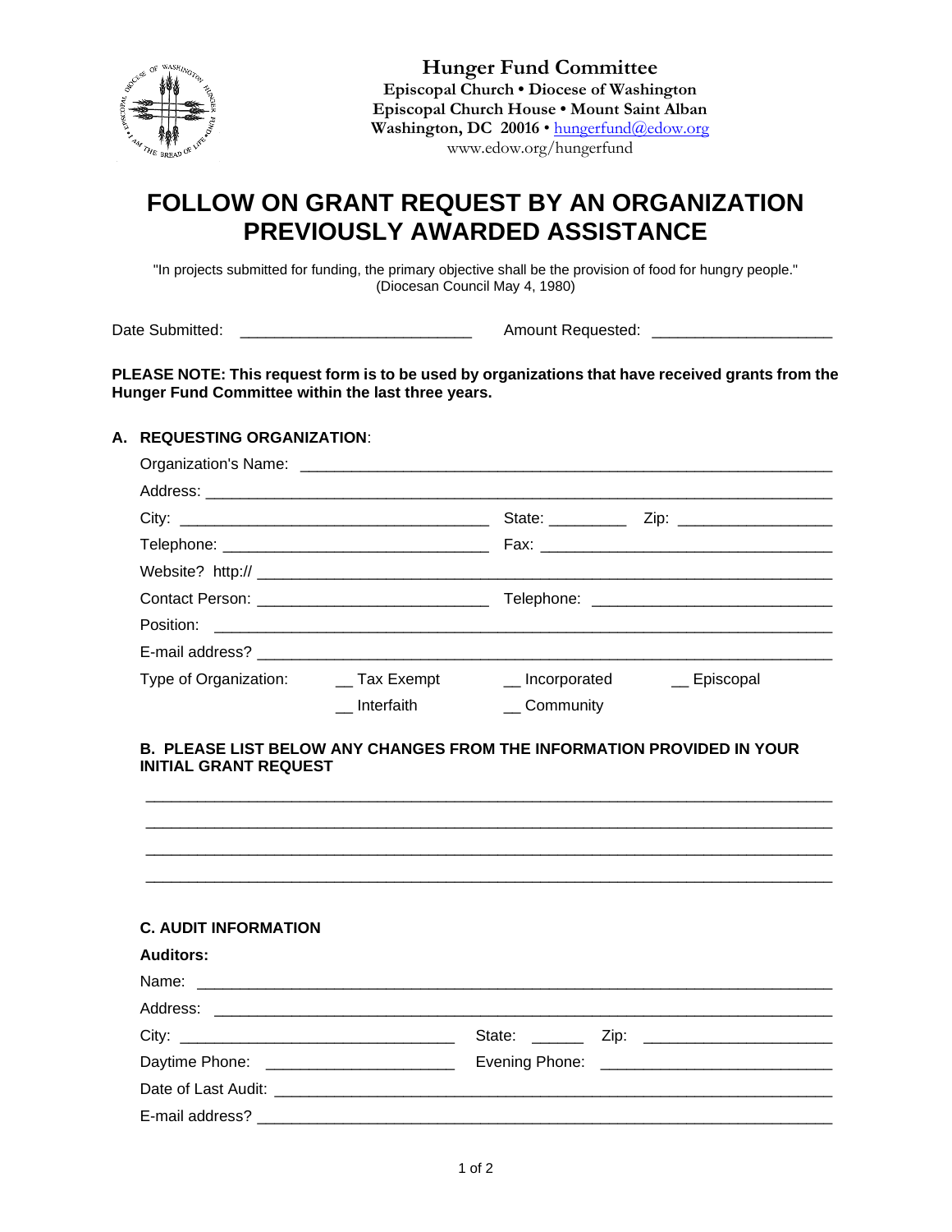**Hunger Fund Committee**
**Episcopal Church • Diocese of Washington**
**Episcopal Church House • Mount Saint Alban**
**Washington, DC 20016 •** hungerfund@edow.org
www.edow.org/hungerfund

# FOLLOW ON GRANT REQUEST BY AN ORGANIZATION PREVIOUSLY AWARDED ASSISTANCE

"In projects submitted for funding, the primary objective shall be the provision of food for hungry people."
(Diocesan Council May 4, 1980)

Date Submitted: ___________________________ Amount Requested: ____________________

**PLEASE NOTE: This request form is to be used by organizations that have received grants from the Hunger Fund Committee within the last three years.**

## A. REQUESTING ORGANIZATION:

Organization's Name: ______________________________________________________________

Address: ______________________________________________________________________

City: ____________________________________ State: _________ Zip: __________________

Telephone: ______________________________ Fax: ___________________________________

Website? http:// ___________________________________________________________________

Contact Person: __________________________ Telephone: ___________________________

Position: _________________________________________________________________________

E-mail address? ___________________________________________________________________

Type of Organization: __ Tax Exempt __ Incorporated __ Episcopal

__ Interfaith __ Community

## B. PLEASE LIST BELOW ANY CHANGES FROM THE INFORMATION PROVIDED IN YOUR INITIAL GRANT REQUEST

_____________________________________________________________________________

_____________________________________________________________________________

_____________________________________________________________________________

_____________________________________________________________________________

## C. AUDIT INFORMATION

**Auditors:**

Name: ___________________________________________________________________________

Address: _________________________________________________________________________

City: ________________________________ State: ______ Zip: _____________________

Daytime Phone: _____________________ Evening Phone: __________________________

Date of Last Audit: _________________________________________________________________

E-mail address? ___________________________________________________________________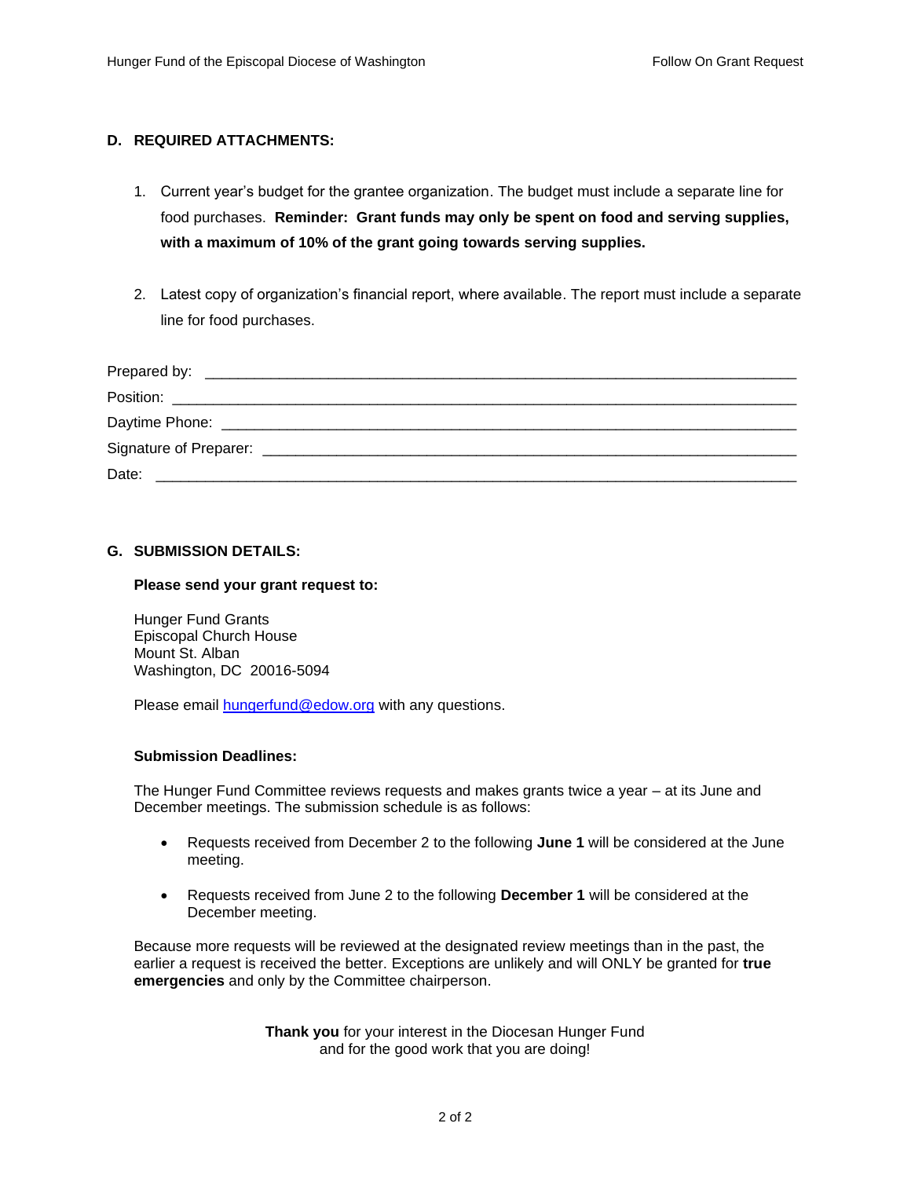### D. REQUIRED ATTACHMENTS:

1. Current year's budget for the grantee organization. The budget must include a separate line for food purchases. **Reminder: Grant funds may only be spent on food and serving supplies, with a maximum of 10% of the grant going towards serving supplies.**

2. Latest copy of organization's financial report, where available. The report must include a separate line for food purchases.

Prepared by: ______________________________________________________________

Position: ______________________________________________________________

Daytime Phone: ______________________________________________________________

Signature of Preparer: ______________________________________________________________

Date: ______________________________________________________________

### G. SUBMISSION DETAILS:

**Please send your grant request to:**

Hunger Fund Grants
Episcopal Church House
Mount St. Alban
Washington, DC 20016-5094

Please email hungerfund@edow.org with any questions.

**Submission Deadlines:**

The Hunger Fund Committee reviews requests and makes grants twice a year – at its June and December meetings. The submission schedule is as follows:

- Requests received from December 2 to the following **June 1** will be considered at the June meeting.

- Requests received from June 2 to the following **December 1** will be considered at the December meeting.

Because more requests will be reviewed at the designated review meetings than in the past, the earlier a request is received the better. Exceptions are unlikely and will ONLY be granted for **true emergencies** and only by the Committee chairperson.

**Thank you** for your interest in the Diocesan Hunger Fund and for the good work that you are doing!